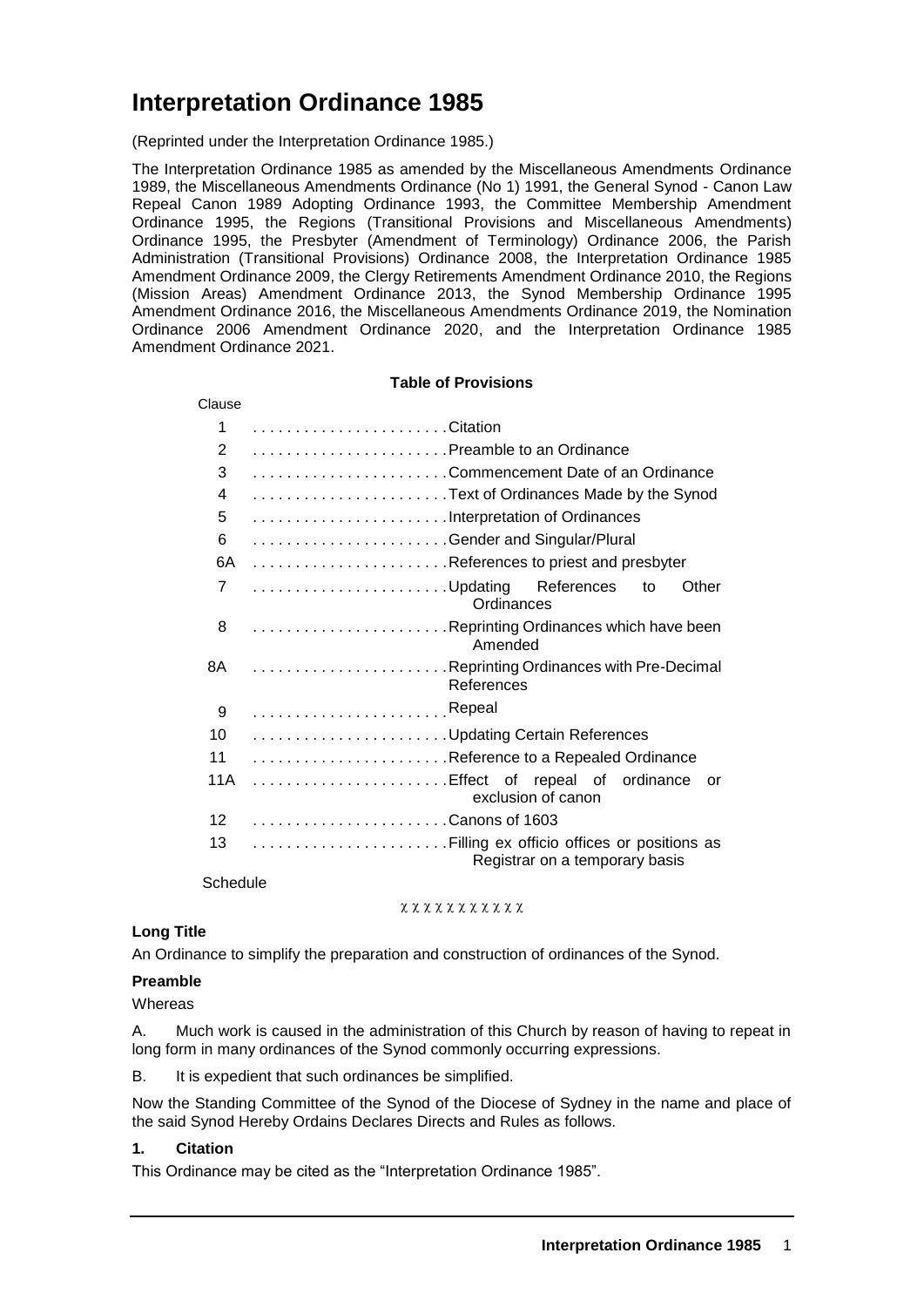# Interpretation Ordinance 1985

(Reprinted under the Interpretation Ordinance 1985.)

The Interpretation Ordinance 1985 as amended by the Miscellaneous Amendments Ordinance 1989, the Miscellaneous Amendments Ordinance (No 1) 1991, the General Synod - Canon Law Repeal Canon 1989 Adopting Ordinance 1993, the Committee Membership Amendment Ordinance 1995, the Regions (Transitional Provisions and Miscellaneous Amendments) Ordinance 1995, the Presbyter (Amendment of Terminology) Ordinance 2006, the Parish Administration (Transitional Provisions) Ordinance 2008, the Interpretation Ordinance 1985 Amendment Ordinance 2009, the Clergy Retirements Amendment Ordinance 2010, the Regions (Mission Areas) Amendment Ordinance 2013, the Synod Membership Ordinance 1995 Amendment Ordinance 2016, the Miscellaneous Amendments Ordinance 2019, the Nomination Ordinance 2006 Amendment Ordinance 2020, and the Interpretation Ordinance 1985 Amendment Ordinance 2021.

**Table of Provisions**

| Clause | |
|---|---|
| 1 | Citation |
| 2 | Preamble to an Ordinance |
| 3 | Commencement Date of an Ordinance |
| 4 | Text of Ordinances Made by the Synod |
| 5 | Interpretation of Ordinances |
| 6 | Gender and Singular/Plural |
| 6A | References to priest and presbyter |
| 7 | Updating References to Other Ordinances |
| 8 | Reprinting Ordinances which have been Amended |
| 8A | Reprinting Ordinances with Pre-Decimal References |
| 9 | Repeal |
| 10 | Updating Certain References |
| 11 | Reference to a Repealed Ordinance |
| 11A | Effect of repeal of ordinance or exclusion of canon |
| 12 | Canons of 1603 |
| 13 | Filling ex officio offices or positions as Registrar on a temporary basis |

Schedule

χ χ χ χ χ χ χ χ χ χ χ

**Long Title**

An Ordinance to simplify the preparation and construction of ordinances of the Synod.

**Preamble**

Whereas

A. Much work is caused in the administration of this Church by reason of having to repeat in long form in many ordinances of the Synod commonly occurring expressions.

B. It is expedient that such ordinances be simplified.

Now the Standing Committee of the Synod of the Diocese of Sydney in the name and place of the said Synod Hereby Ordains Declares Directs and Rules as follows.

**1. Citation**

This Ordinance may be cited as the "Interpretation Ordinance 1985".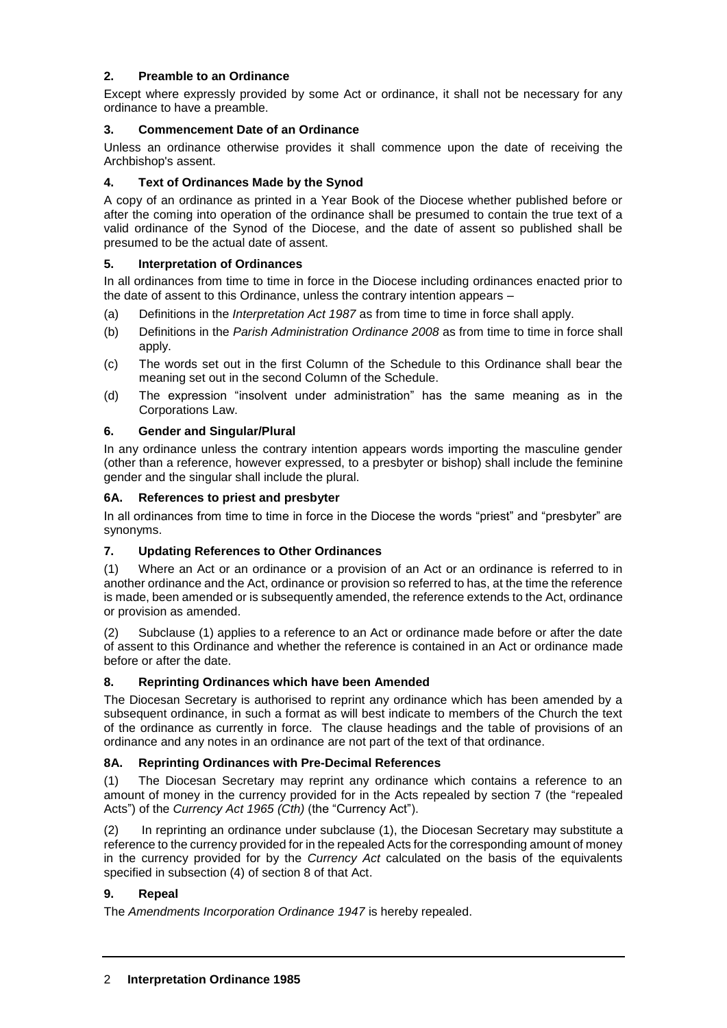### 2. Preamble to an Ordinance

Except where expressly provided by some Act or ordinance, it shall not be necessary for any ordinance to have a preamble.

### 3. Commencement Date of an Ordinance

Unless an ordinance otherwise provides it shall commence upon the date of receiving the Archbishop's assent.

### 4. Text of Ordinances Made by the Synod

A copy of an ordinance as printed in a Year Book of the Diocese whether published before or after the coming into operation of the ordinance shall be presumed to contain the true text of a valid ordinance of the Synod of the Diocese, and the date of assent so published shall be presumed to be the actual date of assent.

### 5. Interpretation of Ordinances

In all ordinances from time to time in force in the Diocese including ordinances enacted prior to the date of assent to this Ordinance, unless the contrary intention appears –

(a) Definitions in the *Interpretation Act 1987* as from time to time in force shall apply.

(b) Definitions in the *Parish Administration Ordinance 2008* as from time to time in force shall apply.

(c) The words set out in the first Column of the Schedule to this Ordinance shall bear the meaning set out in the second Column of the Schedule.

(d) The expression "insolvent under administration" has the same meaning as in the Corporations Law.

### 6. Gender and Singular/Plural

In any ordinance unless the contrary intention appears words importing the masculine gender (other than a reference, however expressed, to a presbyter or bishop) shall include the feminine gender and the singular shall include the plural.

### 6A. References to priest and presbyter

In all ordinances from time to time in force in the Diocese the words "priest" and "presbyter" are synonyms.

### 7. Updating References to Other Ordinances

(1) Where an Act or an ordinance or a provision of an Act or an ordinance is referred to in another ordinance and the Act, ordinance or provision so referred to has, at the time the reference is made, been amended or is subsequently amended, the reference extends to the Act, ordinance or provision as amended.

(2) Subclause (1) applies to a reference to an Act or ordinance made before or after the date of assent to this Ordinance and whether the reference is contained in an Act or ordinance made before or after the date.

### 8. Reprinting Ordinances which have been Amended

The Diocesan Secretary is authorised to reprint any ordinance which has been amended by a subsequent ordinance, in such a format as will best indicate to members of the Church the text of the ordinance as currently in force. The clause headings and the table of provisions of an ordinance and any notes in an ordinance are not part of the text of that ordinance.

### 8A. Reprinting Ordinances with Pre-Decimal References

(1) The Diocesan Secretary may reprint any ordinance which contains a reference to an amount of money in the currency provided for in the Acts repealed by section 7 (the "repealed Acts") of the *Currency Act 1965 (Cth)* (the "Currency Act").

(2) In reprinting an ordinance under subclause (1), the Diocesan Secretary may substitute a reference to the currency provided for in the repealed Acts for the corresponding amount of money in the currency provided for by the *Currency Act* calculated on the basis of the equivalents specified in subsection (4) of section 8 of that Act.

### 9. Repeal

The *Amendments Incorporation Ordinance 1947* is hereby repealed.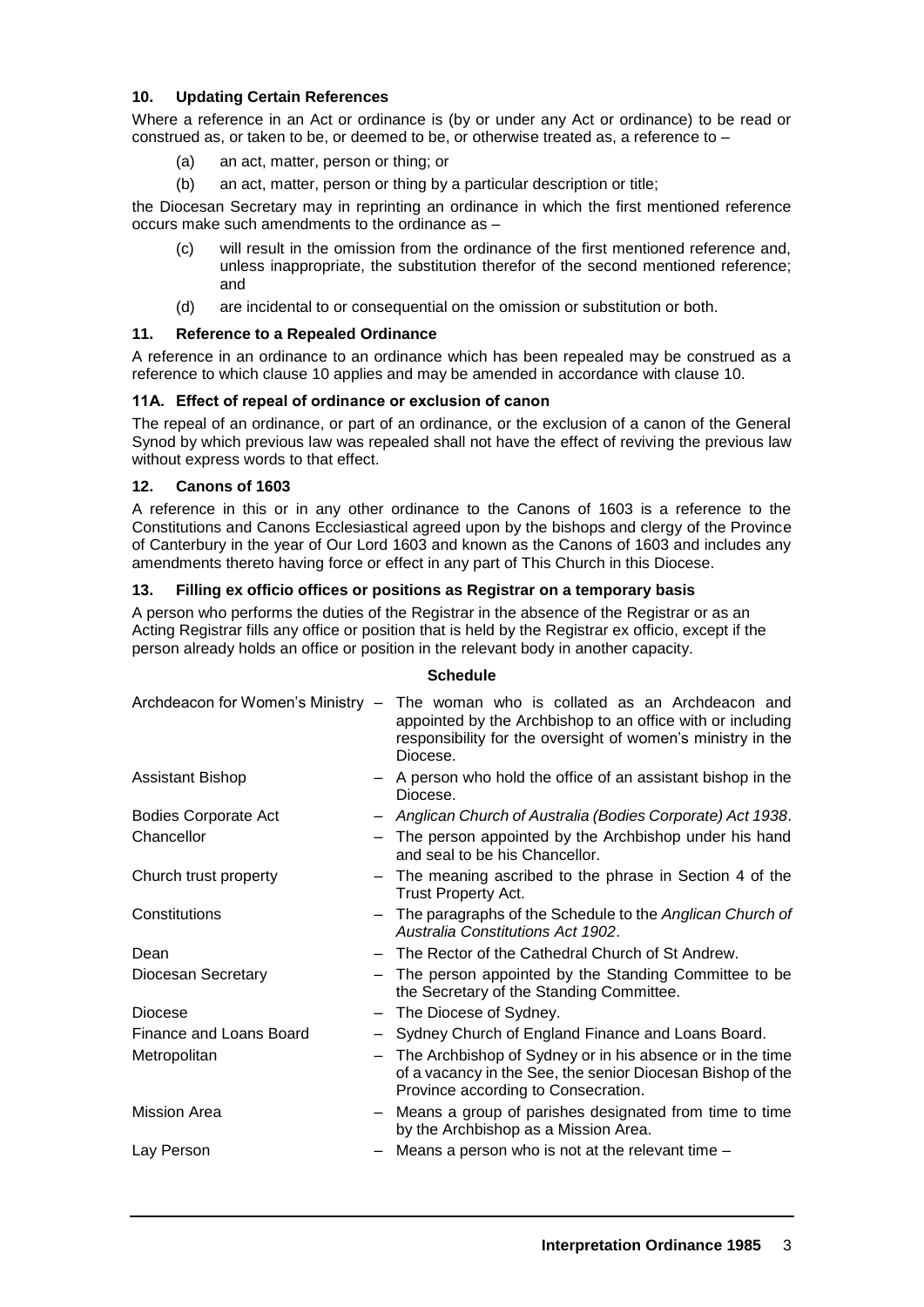### 10. Updating Certain References

Where a reference in an Act or ordinance is (by or under any Act or ordinance) to be read or construed as, or taken to be, or deemed to be, or otherwise treated as, a reference to –

(a) an act, matter, person or thing; or

(b) an act, matter, person or thing by a particular description or title;

the Diocesan Secretary may in reprinting an ordinance in which the first mentioned reference occurs make such amendments to the ordinance as –

(c) will result in the omission from the ordinance of the first mentioned reference and, unless inappropriate, the substitution therefor of the second mentioned reference; and

(d) are incidental to or consequential on the omission or substitution or both.

### 11. Reference to a Repealed Ordinance

A reference in an ordinance to an ordinance which has been repealed may be construed as a reference to which clause 10 applies and may be amended in accordance with clause 10.

### 11A. Effect of repeal of ordinance or exclusion of canon

The repeal of an ordinance, or part of an ordinance, or the exclusion of a canon of the General Synod by which previous law was repealed shall not have the effect of reviving the previous law without express words to that effect.

### 12. Canons of 1603

A reference in this or in any other ordinance to the Canons of 1603 is a reference to the Constitutions and Canons Ecclesiastical agreed upon by the bishops and clergy of the Province of Canterbury in the year of Our Lord 1603 and known as the Canons of 1603 and includes any amendments thereto having force or effect in any part of This Church in this Diocese.

### 13. Filling ex officio offices or positions as Registrar on a temporary basis

A person who performs the duties of the Registrar in the absence of the Registrar or as an Acting Registrar fills any office or position that is held by the Registrar ex officio, except if the person already holds an office or position in the relevant body in another capacity.

**Schedule**

| | | |
|---|---|---|
| Archdeacon for Women's Ministry | – | The woman who is collated as an Archdeacon and appointed by the Archbishop to an office with or including responsibility for the oversight of women's ministry in the Diocese. |
| Assistant Bishop | – | A person who hold the office of an assistant bishop in the Diocese. |
| Bodies Corporate Act | – | *Anglican Church of Australia (Bodies Corporate) Act 1938*. |
| Chancellor | – | The person appointed by the Archbishop under his hand and seal to be his Chancellor. |
| Church trust property | – | The meaning ascribed to the phrase in Section 4 of the Trust Property Act. |
| Constitutions | – | The paragraphs of the Schedule to the *Anglican Church of Australia Constitutions Act 1902*. |
| Dean | – | The Rector of the Cathedral Church of St Andrew. |
| Diocesan Secretary | – | The person appointed by the Standing Committee to be the Secretary of the Standing Committee. |
| Diocese | – | The Diocese of Sydney. |
| Finance and Loans Board | – | Sydney Church of England Finance and Loans Board. |
| Metropolitan | – | The Archbishop of Sydney or in his absence or in the time of a vacancy in the See, the senior Diocesan Bishop of the Province according to Consecration. |
| Mission Area | – | Means a group of parishes designated from time to time by the Archbishop as a Mission Area. |
| Lay Person | – | Means a person who is not at the relevant time – |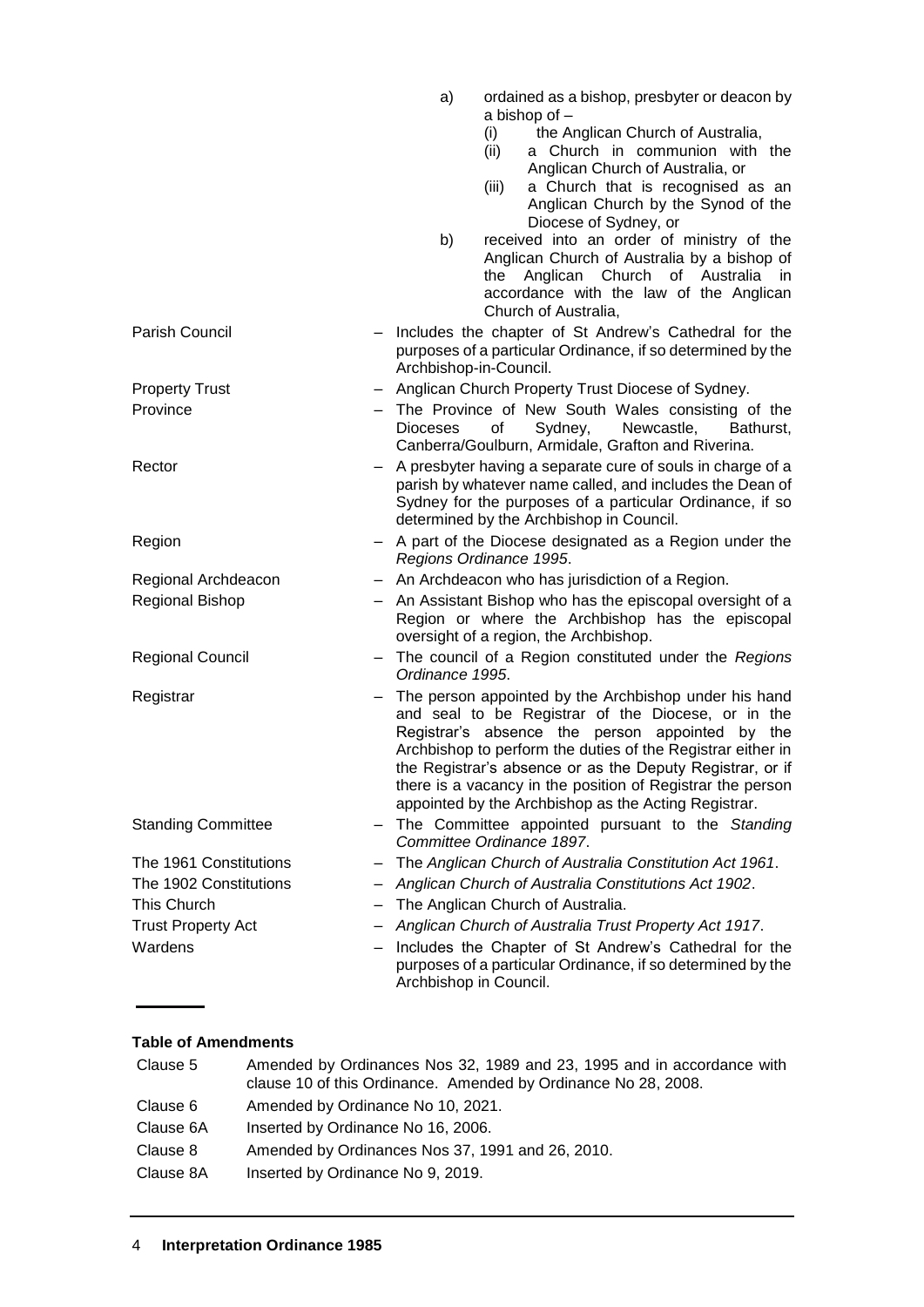a) ordained as a bishop, presbyter or deacon by a bishop of –
   (i) the Anglican Church of Australia,
   (ii) a Church in communion with the Anglican Church of Australia, or
   (iii) a Church that is recognised as an Anglican Church by the Synod of the Diocese of Sydney, or

b) received into an order of ministry of the Anglican Church of Australia by a bishop of the Anglican Church of Australia in accordance with the law of the Anglican Church of Australia,

| | | |
|---|---|---|
| Parish Council | – | Includes the chapter of St Andrew's Cathedral for the purposes of a particular Ordinance, if so determined by the Archbishop-in-Council. |
| Property Trust | – | Anglican Church Property Trust Diocese of Sydney. |
| Province | – | The Province of New South Wales consisting of the Dioceses of Sydney, Newcastle, Bathurst, Canberra/Goulburn, Armidale, Grafton and Riverina. |
| Rector | – | A presbyter having a separate cure of souls in charge of a parish by whatever name called, and includes the Dean of Sydney for the purposes of a particular Ordinance, if so determined by the Archbishop in Council. |
| Region | – | A part of the Diocese designated as a Region under the *Regions Ordinance 1995*. |
| Regional Archdeacon | – | An Archdeacon who has jurisdiction of a Region. |
| Regional Bishop | – | An Assistant Bishop who has the episcopal oversight of a Region or where the Archbishop has the episcopal oversight of a region, the Archbishop. |
| Regional Council | – | The council of a Region constituted under the *Regions Ordinance 1995*. |
| Registrar | – | The person appointed by the Archbishop under his hand and seal to be Registrar of the Diocese, or in the Registrar's absence the person appointed by the Archbishop to perform the duties of the Registrar either in the Registrar's absence or as the Deputy Registrar, or if there is a vacancy in the position of Registrar the person appointed by the Archbishop as the Acting Registrar. |
| Standing Committee | – | The Committee appointed pursuant to the *Standing Committee Ordinance 1897*. |
| The 1961 Constitutions | – | The *Anglican Church of Australia Constitution Act 1961*. |
| The 1902 Constitutions | – | *Anglican Church of Australia Constitutions Act 1902*. |
| This Church | – | The Anglican Church of Australia. |
| Trust Property Act | – | *Anglican Church of Australia Trust Property Act 1917*. |
| Wardens | – | Includes the Chapter of St Andrew's Cathedral for the purposes of a particular Ordinance, if so determined by the Archbishop in Council. |

**Table of Amendments**

| | |
|---|---|
| Clause 5 | Amended by Ordinances Nos 32, 1989 and 23, 1995 and in accordance with clause 10 of this Ordinance. Amended by Ordinance No 28, 2008. |
| Clause 6 | Amended by Ordinance No 10, 2021. |
| Clause 6A | Inserted by Ordinance No 16, 2006. |
| Clause 8 | Amended by Ordinances Nos 37, 1991 and 26, 2010. |
| Clause 8A | Inserted by Ordinance No 9, 2019. |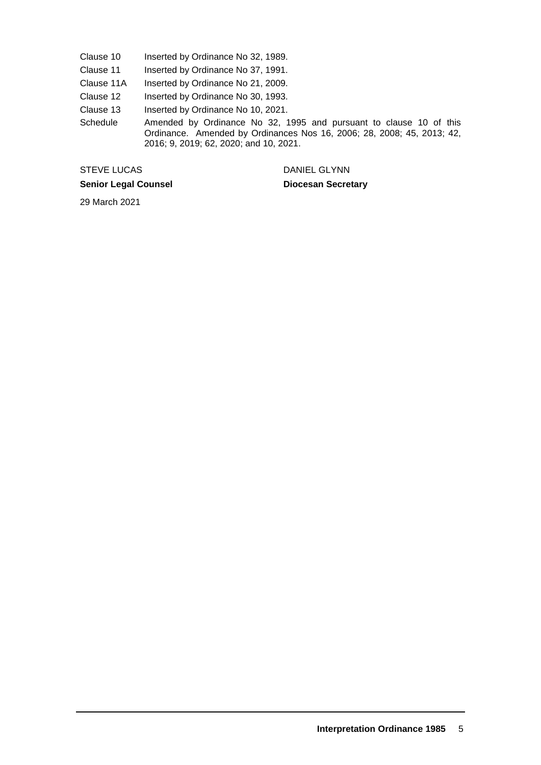| | |
|---|---|
| Clause 10 | Inserted by Ordinance No 32, 1989. |
| Clause 11 | Inserted by Ordinance No 37, 1991. |
| Clause 11A | Inserted by Ordinance No 21, 2009. |
| Clause 12 | Inserted by Ordinance No 30, 1993. |
| Clause 13 | Inserted by Ordinance No 10, 2021. |
| Schedule | Amended by Ordinance No 32, 1995 and pursuant to clause 10 of this Ordinance. Amended by Ordinances Nos 16, 2006; 28, 2008; 45, 2013; 42, 2016; 9, 2019; 62, 2020; and 10, 2021. |

STEVE LUCAS
**Senior Legal Counsel**

DANIEL GLYNN
**Diocesan Secretary**

29 March 2021